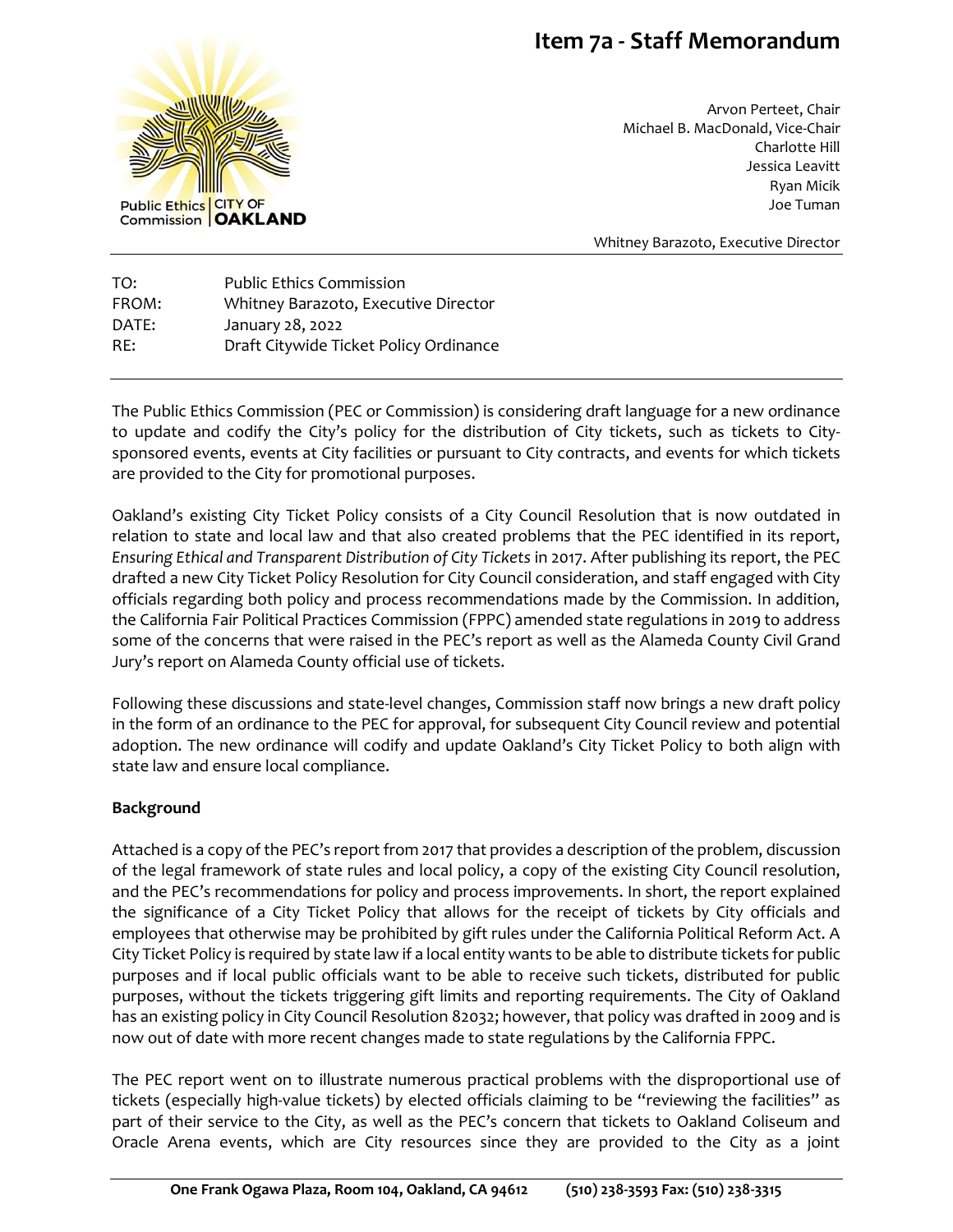# Item 7a - Staff Memorandum

Public Ethics Commission | CITY OF OAKLAND

Arvon Perteet, Chair
Michael B. MacDonald, Vice-Chair
Charlotte Hill
Jessica Leavitt
Ryan Micik
Joe Tuman

Whitney Barazoto, Executive Director

| | |
|---|---|
| TO: | Public Ethics Commission |
| FROM: | Whitney Barazoto, Executive Director |
| DATE: | January 28, 2022 |
| RE: | Draft Citywide Ticket Policy Ordinance |

The Public Ethics Commission (PEC or Commission) is considering draft language for a new ordinance to update and codify the City's policy for the distribution of City tickets, such as tickets to City-sponsored events, events at City facilities or pursuant to City contracts, and events for which tickets are provided to the City for promotional purposes.

Oakland's existing City Ticket Policy consists of a City Council Resolution that is now outdated in relation to state and local law and that also created problems that the PEC identified in its report, *Ensuring Ethical and Transparent Distribution of City Tickets* in 2017. After publishing its report, the PEC drafted a new City Ticket Policy Resolution for City Council consideration, and staff engaged with City officials regarding both policy and process recommendations made by the Commission. In addition, the California Fair Political Practices Commission (FPPC) amended state regulations in 2019 to address some of the concerns that were raised in the PEC's report as well as the Alameda County Civil Grand Jury's report on Alameda County official use of tickets.

Following these discussions and state-level changes, Commission staff now brings a new draft policy in the form of an ordinance to the PEC for approval, for subsequent City Council review and potential adoption. The new ordinance will codify and update Oakland's City Ticket Policy to both align with state law and ensure local compliance.

**Background**

Attached is a copy of the PEC's report from 2017 that provides a description of the problem, discussion of the legal framework of state rules and local policy, a copy of the existing City Council resolution, and the PEC's recommendations for policy and process improvements. In short, the report explained the significance of a City Ticket Policy that allows for the receipt of tickets by City officials and employees that otherwise may be prohibited by gift rules under the California Political Reform Act. A City Ticket Policy is required by state law if a local entity wants to be able to distribute tickets for public purposes and if local public officials want to be able to receive such tickets, distributed for public purposes, without the tickets triggering gift limits and reporting requirements. The City of Oakland has an existing policy in City Council Resolution 82032; however, that policy was drafted in 2009 and is now out of date with more recent changes made to state regulations by the California FPPC.

The PEC report went on to illustrate numerous practical problems with the disproportional use of tickets (especially high-value tickets) by elected officials claiming to be "reviewing the facilities" as part of their service to the City, as well as the PEC's concern that tickets to Oakland Coliseum and Oracle Arena events, which are City resources since they are provided to the City as a joint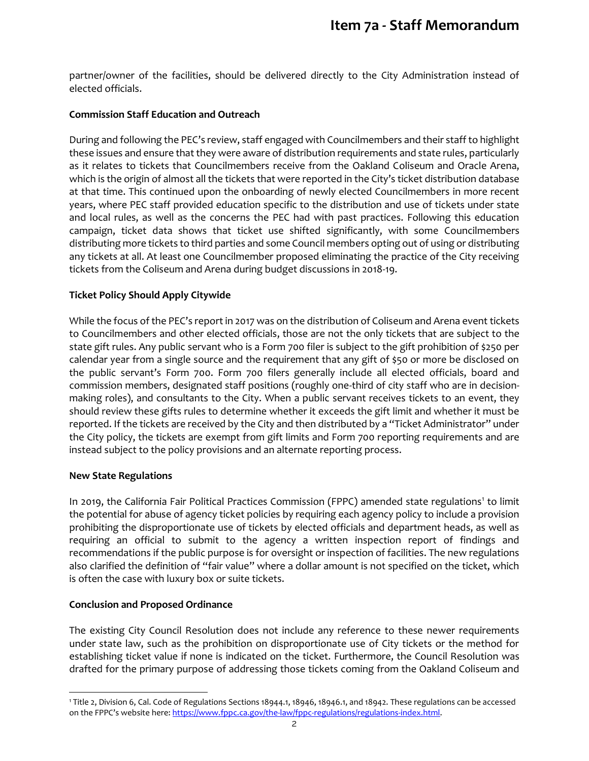partner/owner of the facilities, should be delivered directly to the City Administration instead of elected officials.

**Commission Staff Education and Outreach**

During and following the PEC's review, staff engaged with Councilmembers and their staff to highlight these issues and ensure that they were aware of distribution requirements and state rules, particularly as it relates to tickets that Councilmembers receive from the Oakland Coliseum and Oracle Arena, which is the origin of almost all the tickets that were reported in the City's ticket distribution database at that time. This continued upon the onboarding of newly elected Councilmembers in more recent years, where PEC staff provided education specific to the distribution and use of tickets under state and local rules, as well as the concerns the PEC had with past practices. Following this education campaign, ticket data shows that ticket use shifted significantly, with some Councilmembers distributing more tickets to third parties and some Council members opting out of using or distributing any tickets at all. At least one Councilmember proposed eliminating the practice of the City receiving tickets from the Coliseum and Arena during budget discussions in 2018-19.

**Ticket Policy Should Apply Citywide**

While the focus of the PEC's report in 2017 was on the distribution of Coliseum and Arena event tickets to Councilmembers and other elected officials, those are not the only tickets that are subject to the state gift rules. Any public servant who is a Form 700 filer is subject to the gift prohibition of $250 per calendar year from a single source and the requirement that any gift of $50 or more be disclosed on the public servant's Form 700. Form 700 filers generally include all elected officials, board and commission members, designated staff positions (roughly one-third of city staff who are in decision-making roles), and consultants to the City. When a public servant receives tickets to an event, they should review these gifts rules to determine whether it exceeds the gift limit and whether it must be reported. If the tickets are received by the City and then distributed by a "Ticket Administrator" under the City policy, the tickets are exempt from gift limits and Form 700 reporting requirements and are instead subject to the policy provisions and an alternate reporting process.

**New State Regulations**

In 2019, the California Fair Political Practices Commission (FPPC) amended state regulations[1] to limit the potential for abuse of agency ticket policies by requiring each agency policy to include a provision prohibiting the disproportionate use of tickets by elected officials and department heads, as well as requiring an official to submit to the agency a written inspection report of findings and recommendations if the public purpose is for oversight or inspection of facilities. The new regulations also clarified the definition of "fair value" where a dollar amount is not specified on the ticket, which is often the case with luxury box or suite tickets.

**Conclusion and Proposed Ordinance**

The existing City Council Resolution does not include any reference to these newer requirements under state law, such as the prohibition on disproportionate use of City tickets or the method for establishing ticket value if none is indicated on the ticket. Furthermore, the Council Resolution was drafted for the primary purpose of addressing those tickets coming from the Oakland Coliseum and

[1] Title 2, Division 6, Cal. Code of Regulations Sections 18944.1, 18946, 18946.1, and 18942. These regulations can be accessed on the FPPC's website here: https://www.fppc.ca.gov/the-law/fppc-regulations/regulations-index.html.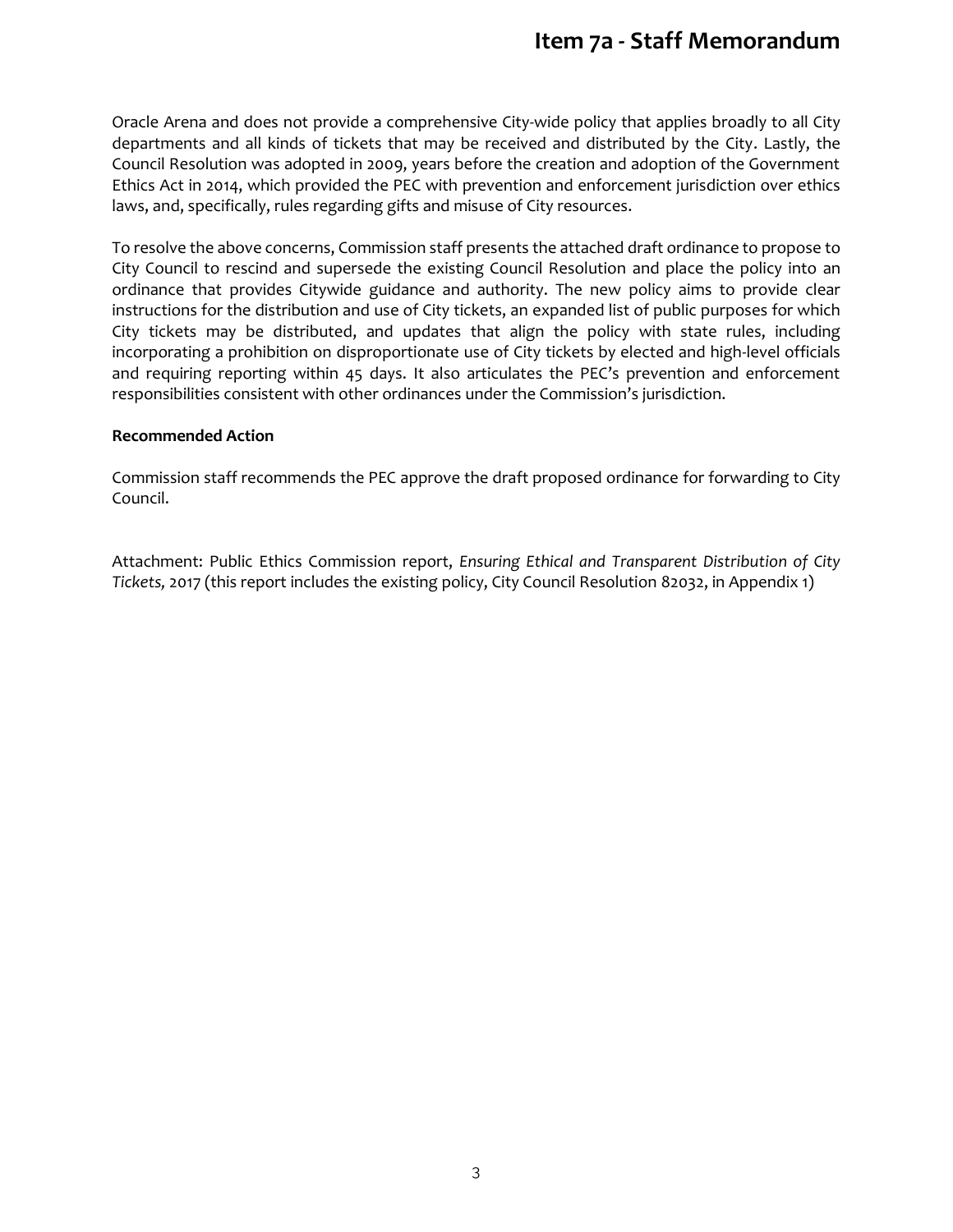Oracle Arena and does not provide a comprehensive City-wide policy that applies broadly to all City departments and all kinds of tickets that may be received and distributed by the City. Lastly, the Council Resolution was adopted in 2009, years before the creation and adoption of the Government Ethics Act in 2014, which provided the PEC with prevention and enforcement jurisdiction over ethics laws, and, specifically, rules regarding gifts and misuse of City resources.

To resolve the above concerns, Commission staff presents the attached draft ordinance to propose to City Council to rescind and supersede the existing Council Resolution and place the policy into an ordinance that provides Citywide guidance and authority. The new policy aims to provide clear instructions for the distribution and use of City tickets, an expanded list of public purposes for which City tickets may be distributed, and updates that align the policy with state rules, including incorporating a prohibition on disproportionate use of City tickets by elected and high-level officials and requiring reporting within 45 days. It also articulates the PEC's prevention and enforcement responsibilities consistent with other ordinances under the Commission's jurisdiction.

**Recommended Action**

Commission staff recommends the PEC approve the draft proposed ordinance for forwarding to City Council.

Attachment: Public Ethics Commission report, *Ensuring Ethical and Transparent Distribution of City Tickets,* 2017 (this report includes the existing policy, City Council Resolution 82032, in Appendix 1)